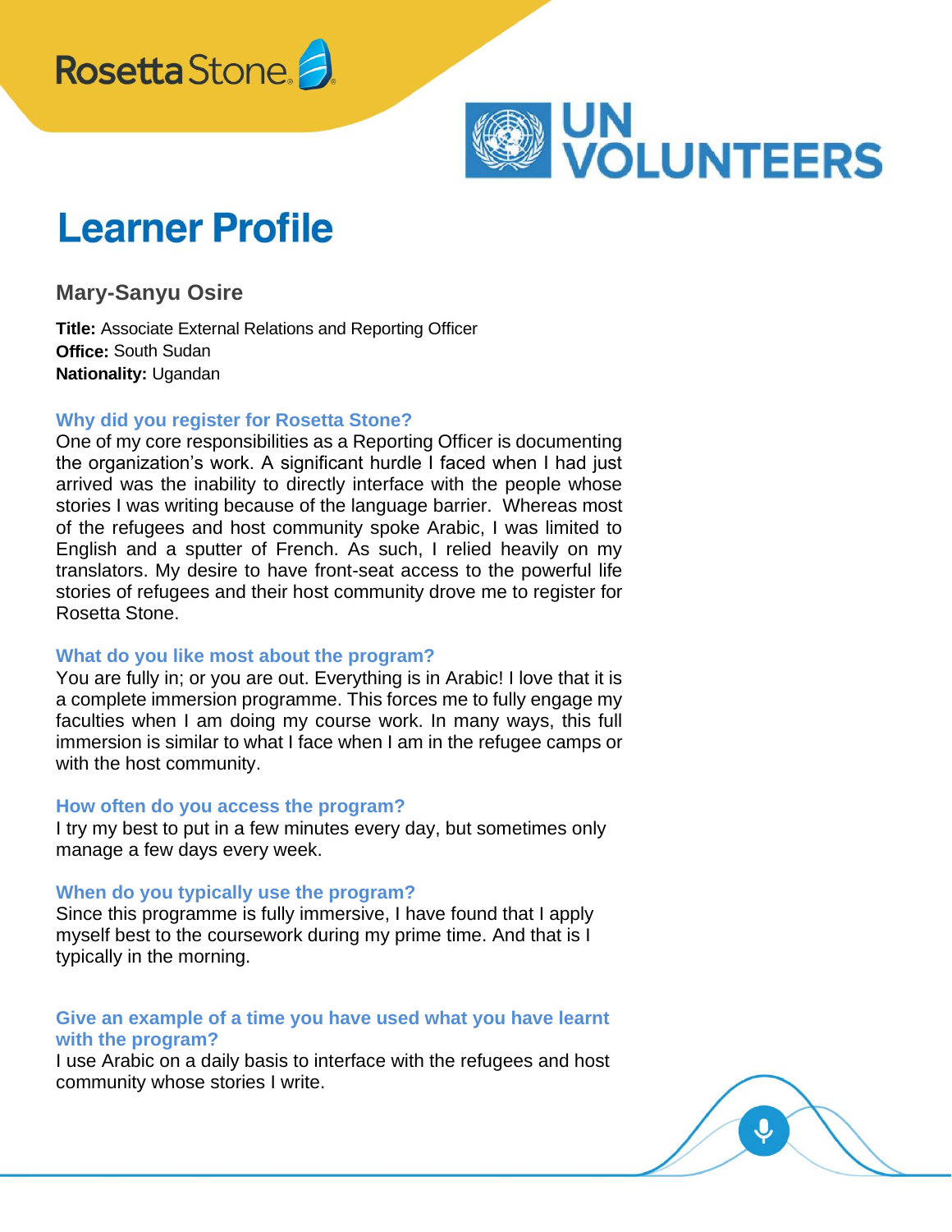Rosetta Stone

UN VOLUNTEERS

# Learner Profile

## Mary-Sanyu Osire

**Title:** Associate External Relations and Reporting Officer
**Office:** South Sudan
**Nationality:** Ugandan

### Why did you register for Rosetta Stone?

One of my core responsibilities as a Reporting Officer is documenting the organization's work. A significant hurdle I faced when I had just arrived was the inability to directly interface with the people whose stories I was writing because of the language barrier. Whereas most of the refugees and host community spoke Arabic, I was limited to English and a sputter of French. As such, I relied heavily on my translators. My desire to have front-seat access to the powerful life stories of refugees and their host community drove me to register for Rosetta Stone.

### What do you like most about the program?

You are fully in; or you are out. Everything is in Arabic! I love that it is a complete immersion programme. This forces me to fully engage my faculties when I am doing my course work. In many ways, this full immersion is similar to what I face when I am in the refugee camps or with the host community.

### How often do you access the program?

I try my best to put in a few minutes every day, but sometimes only manage a few days every week.

### When do you typically use the program?

Since this programme is fully immersive, I have found that I apply myself best to the coursework during my prime time. And that is I typically in the morning.

### Give an example of a time you have used what you have learnt with the program?

I use Arabic on a daily basis to interface with the refugees and host community whose stories I write.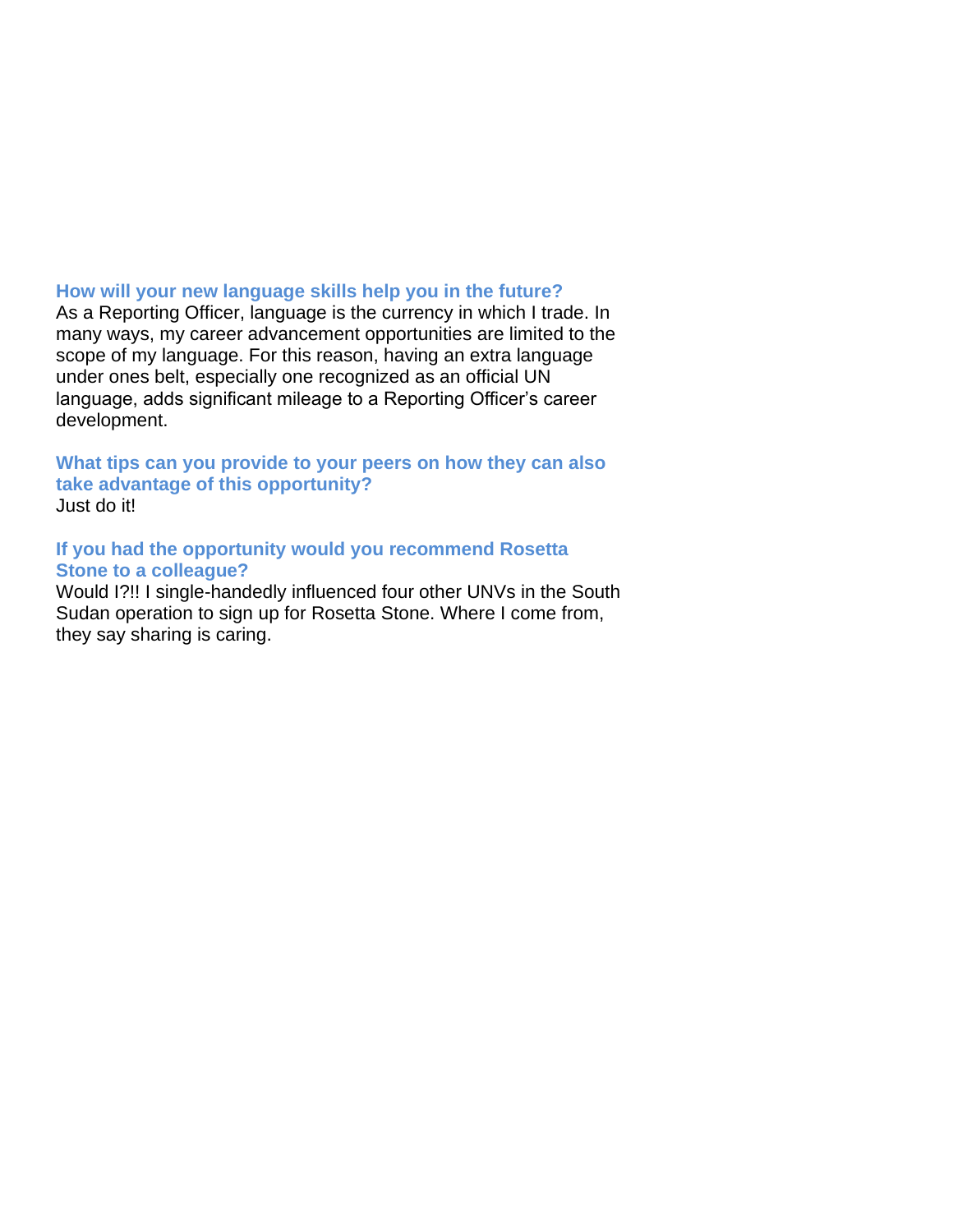**How will your new language skills help you in the future?**
As a Reporting Officer, language is the currency in which I trade. In many ways, my career advancement opportunities are limited to the scope of my language. For this reason, having an extra language under ones belt, especially one recognized as an official UN language, adds significant mileage to a Reporting Officer's career development.

**What tips can you provide to your peers on how they can also take advantage of this opportunity?**
Just do it!

**If you had the opportunity would you recommend Rosetta Stone to a colleague?**
Would I?!! I single-handedly influenced four other UNVs in the South Sudan operation to sign up for Rosetta Stone. Where I come from, they say sharing is caring.